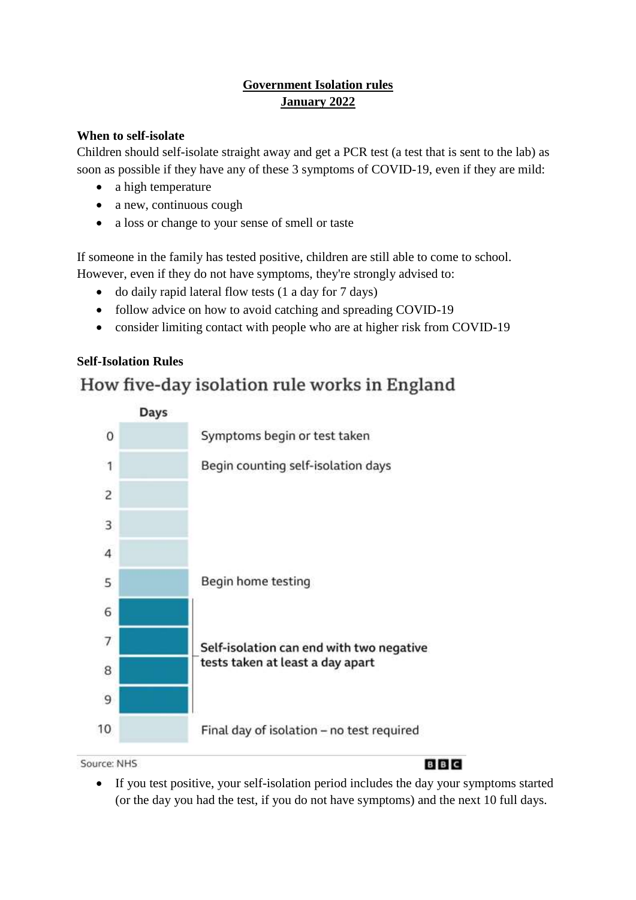**Government Isolation rules**
**January 2022**

**When to self-isolate**

Children should self-isolate straight away and get a PCR test (a test that is sent to the lab) as soon as possible if they have any of these 3 symptoms of COVID-19, even if they are mild:

- a high temperature
- a new, continuous cough
- a loss or change to your sense of smell or taste

If someone in the family has tested positive, children are still able to come to school. However, even if they do not have symptoms, they're strongly advised to:

- do daily rapid lateral flow tests (1 a day for 7 days)
- follow advice on how to avoid catching and spreading COVID-19
- consider limiting contact with people who are at higher risk from COVID-19

**Self-Isolation Rules**

How five-day isolation rule works in England

| Days | |
|---|---|
| 0 | Symptoms begin or test taken |
| 1 | Begin counting self-isolation days |
| 2 | |
| 3 | |
| 4 | |
| 5 | Begin home testing |
| 6 | Self-isolation can end with two negative tests taken at least a day apart |
| 7 | |
| 8 | |
| 9 | |
| 10 | Final day of isolation – no test required |

Source: NHS

BBC

- If you test positive, your self-isolation period includes the day your symptoms started (or the day you had the test, if you do not have symptoms) and the next 10 full days.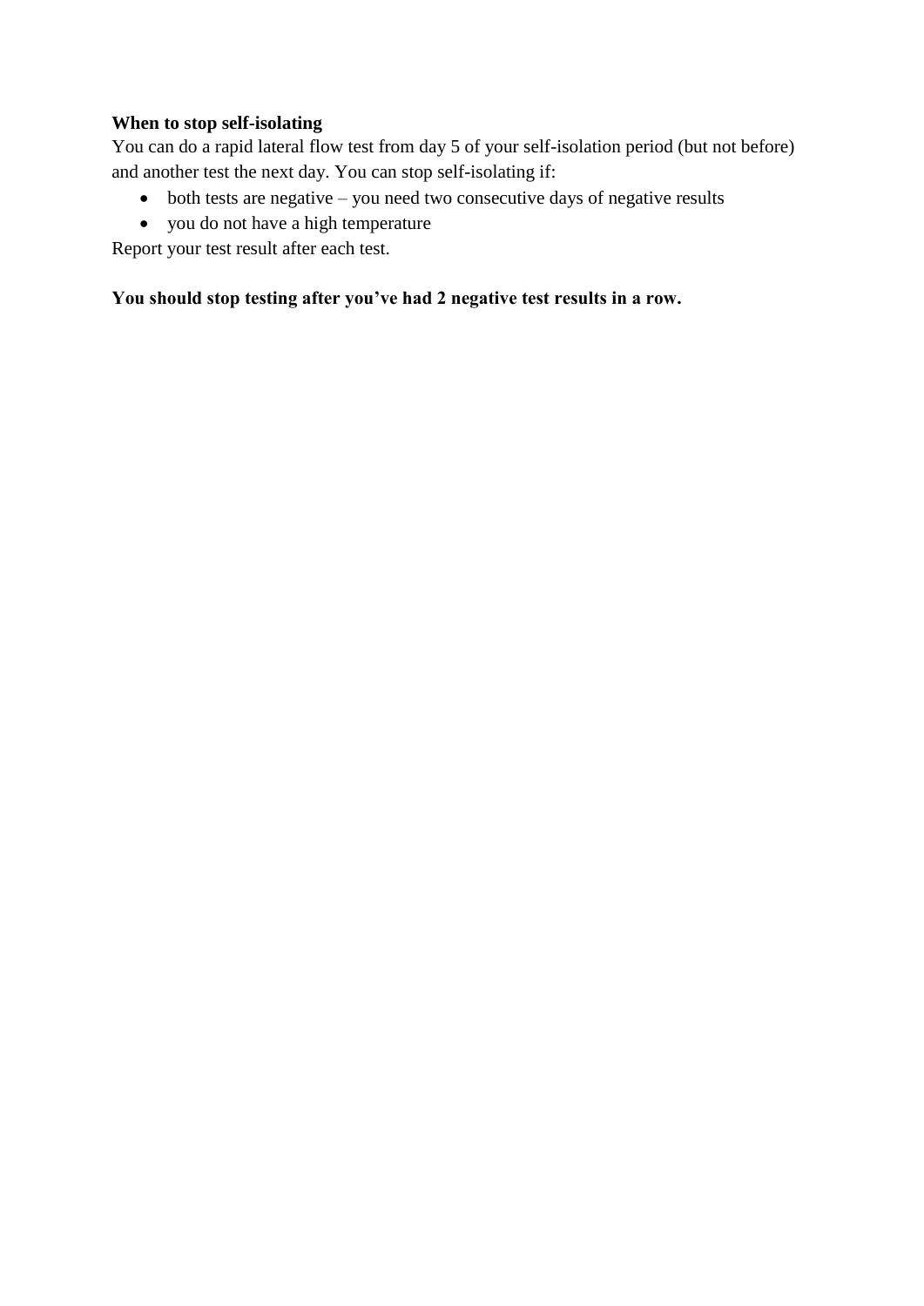**When to stop self-isolating**

You can do a rapid lateral flow test from day 5 of your self-isolation period (but not before) and another test the next day. You can stop self-isolating if:

- both tests are negative – you need two consecutive days of negative results
- you do not have a high temperature

Report your test result after each test.

**You should stop testing after you've had 2 negative test results in a row.**